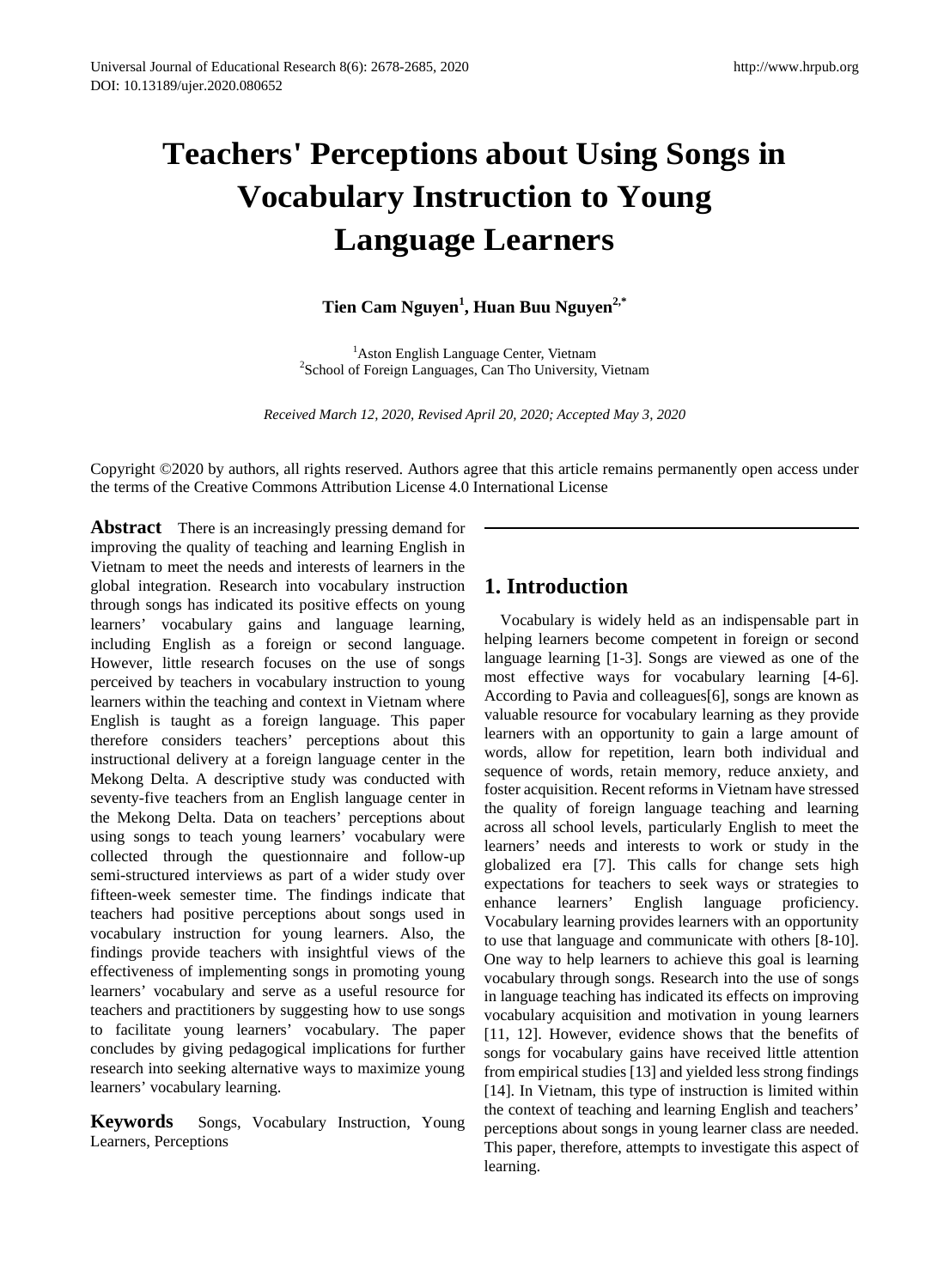# Teachers' Perceptions about Using Songs in Vocabulary Instruction to Young Language Learners

**Tien Cam Nguyen[1], Huan Buu Nguyen[2,*]**

[1]Aston English Language Center, Vietnam
[2]School of Foreign Languages, Can Tho University, Vietnam

*Received March 12, 2020, Revised April 20, 2020; Accepted May 3, 2020*

Copyright ©2020 by authors, all rights reserved. Authors agree that this article remains permanently open access under the terms of the Creative Commons Attribution License 4.0 International License

**Abstract** There is an increasingly pressing demand for improving the quality of teaching and learning English in Vietnam to meet the needs and interests of learners in the global integration. Research into vocabulary instruction through songs has indicated its positive effects on young learners' vocabulary gains and language learning, including English as a foreign or second language. However, little research focuses on the use of songs perceived by teachers in vocabulary instruction to young learners within the teaching and context in Vietnam where English is taught as a foreign language. This paper therefore considers teachers' perceptions about this instructional delivery at a foreign language center in the Mekong Delta. A descriptive study was conducted with seventy-five teachers from an English language center in the Mekong Delta. Data on teachers' perceptions about using songs to teach young learners' vocabulary were collected through the questionnaire and follow-up semi-structured interviews as part of a wider study over fifteen-week semester time. The findings indicate that teachers had positive perceptions about songs used in vocabulary instruction for young learners. Also, the findings provide teachers with insightful views of the effectiveness of implementing songs in promoting young learners' vocabulary and serve as a useful resource for teachers and practitioners by suggesting how to use songs to facilitate young learners' vocabulary. The paper concludes by giving pedagogical implications for further research into seeking alternative ways to maximize young learners' vocabulary learning.

**Keywords** Songs, Vocabulary Instruction, Young Learners, Perceptions

## 1. Introduction

Vocabulary is widely held as an indispensable part in helping learners become competent in foreign or second language learning [1-3]. Songs are viewed as one of the most effective ways for vocabulary learning [4-6]. According to Pavia and colleagues[6], songs are known as valuable resource for vocabulary learning as they provide learners with an opportunity to gain a large amount of words, allow for repetition, learn both individual and sequence of words, retain memory, reduce anxiety, and foster acquisition. Recent reforms in Vietnam have stressed the quality of foreign language teaching and learning across all school levels, particularly English to meet the learners' needs and interests to work or study in the globalized era [7]. This calls for change sets high expectations for teachers to seek ways or strategies to enhance learners' English language proficiency. Vocabulary learning provides learners with an opportunity to use that language and communicate with others [8-10]. One way to help learners to achieve this goal is learning vocabulary through songs. Research into the use of songs in language teaching has indicated its effects on improving vocabulary acquisition and motivation in young learners [11, 12]. However, evidence shows that the benefits of songs for vocabulary gains have received little attention from empirical studies [13] and yielded less strong findings [14]. In Vietnam, this type of instruction is limited within the context of teaching and learning English and teachers' perceptions about songs in young learner class are needed. This paper, therefore, attempts to investigate this aspect of learning.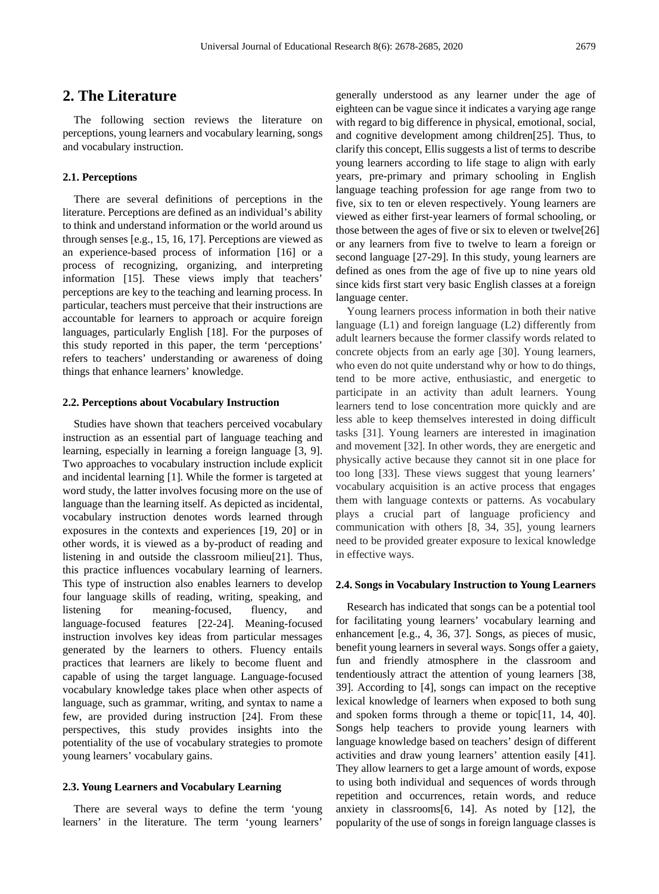## 2. The Literature

The following section reviews the literature on perceptions, young learners and vocabulary learning, songs and vocabulary instruction.

### 2.1. Perceptions

There are several definitions of perceptions in the literature. Perceptions are defined as an individual's ability to think and understand information or the world around us through senses [e.g., 15, 16, 17]. Perceptions are viewed as an experience-based process of information [16] or a process of recognizing, organizing, and interpreting information [15]. These views imply that teachers' perceptions are key to the teaching and learning process. In particular, teachers must perceive that their instructions are accountable for learners to approach or acquire foreign languages, particularly English [18]. For the purposes of this study reported in this paper, the term 'perceptions' refers to teachers' understanding or awareness of doing things that enhance learners' knowledge.

### 2.2. Perceptions about Vocabulary Instruction

Studies have shown that teachers perceived vocabulary instruction as an essential part of language teaching and learning, especially in learning a foreign language [3, 9]. Two approaches to vocabulary instruction include explicit and incidental learning [1]. While the former is targeted at word study, the latter involves focusing more on the use of language than the learning itself. As depicted as incidental, vocabulary instruction denotes words learned through exposures in the contexts and experiences [19, 20] or in other words, it is viewed as a by-product of reading and listening in and outside the classroom milieu[21]. Thus, this practice influences vocabulary learning of learners. This type of instruction also enables learners to develop four language skills of reading, writing, speaking, and listening for meaning-focused, fluency, and language-focused features [22-24]. Meaning-focused instruction involves key ideas from particular messages generated by the learners to others. Fluency entails practices that learners are likely to become fluent and capable of using the target language. Language-focused vocabulary knowledge takes place when other aspects of language, such as grammar, writing, and syntax to name a few, are provided during instruction [24]. From these perspectives, this study provides insights into the potentiality of the use of vocabulary strategies to promote young learners' vocabulary gains.

### 2.3. Young Learners and Vocabulary Learning

There are several ways to define the term 'young learners' in the literature. The term 'young learners' generally understood as any learner under the age of eighteen can be vague since it indicates a varying age range with regard to big difference in physical, emotional, social, and cognitive development among children[25]. Thus, to clarify this concept, Ellis suggests a list of terms to describe young learners according to life stage to align with early years, pre-primary and primary schooling in English language teaching profession for age range from two to five, six to ten or eleven respectively. Young learners are viewed as either first-year learners of formal schooling, or those between the ages of five or six to eleven or twelve[26] or any learners from five to twelve to learn a foreign or second language [27-29]. In this study, young learners are defined as ones from the age of five up to nine years old since kids first start very basic English classes at a foreign language center.

Young learners process information in both their native language (L1) and foreign language (L2) differently from adult learners because the former classify words related to concrete objects from an early age [30]. Young learners, who even do not quite understand why or how to do things, tend to be more active, enthusiastic, and energetic to participate in an activity than adult learners. Young learners tend to lose concentration more quickly and are less able to keep themselves interested in doing difficult tasks [31]. Young learners are interested in imagination and movement [32]. In other words, they are energetic and physically active because they cannot sit in one place for too long [33]. These views suggest that young learners' vocabulary acquisition is an active process that engages them with language contexts or patterns. As vocabulary plays a crucial part of language proficiency and communication with others [8, 34, 35], young learners need to be provided greater exposure to lexical knowledge in effective ways.

### 2.4. Songs in Vocabulary Instruction to Young Learners

Research has indicated that songs can be a potential tool for facilitating young learners' vocabulary learning and enhancement [e.g., 4, 36, 37]. Songs, as pieces of music, benefit young learners in several ways. Songs offer a gaiety, fun and friendly atmosphere in the classroom and tendentiously attract the attention of young learners [38, 39]. According to [4], songs can impact on the receptive lexical knowledge of learners when exposed to both sung and spoken forms through a theme or topic[11, 14, 40]. Songs help teachers to provide young learners with language knowledge based on teachers' design of different activities and draw young learners' attention easily [41]. They allow learners to get a large amount of words, expose to using both individual and sequences of words through repetition and occurrences, retain words, and reduce anxiety in classrooms[6, 14]. As noted by [12], the popularity of the use of songs in foreign language classes is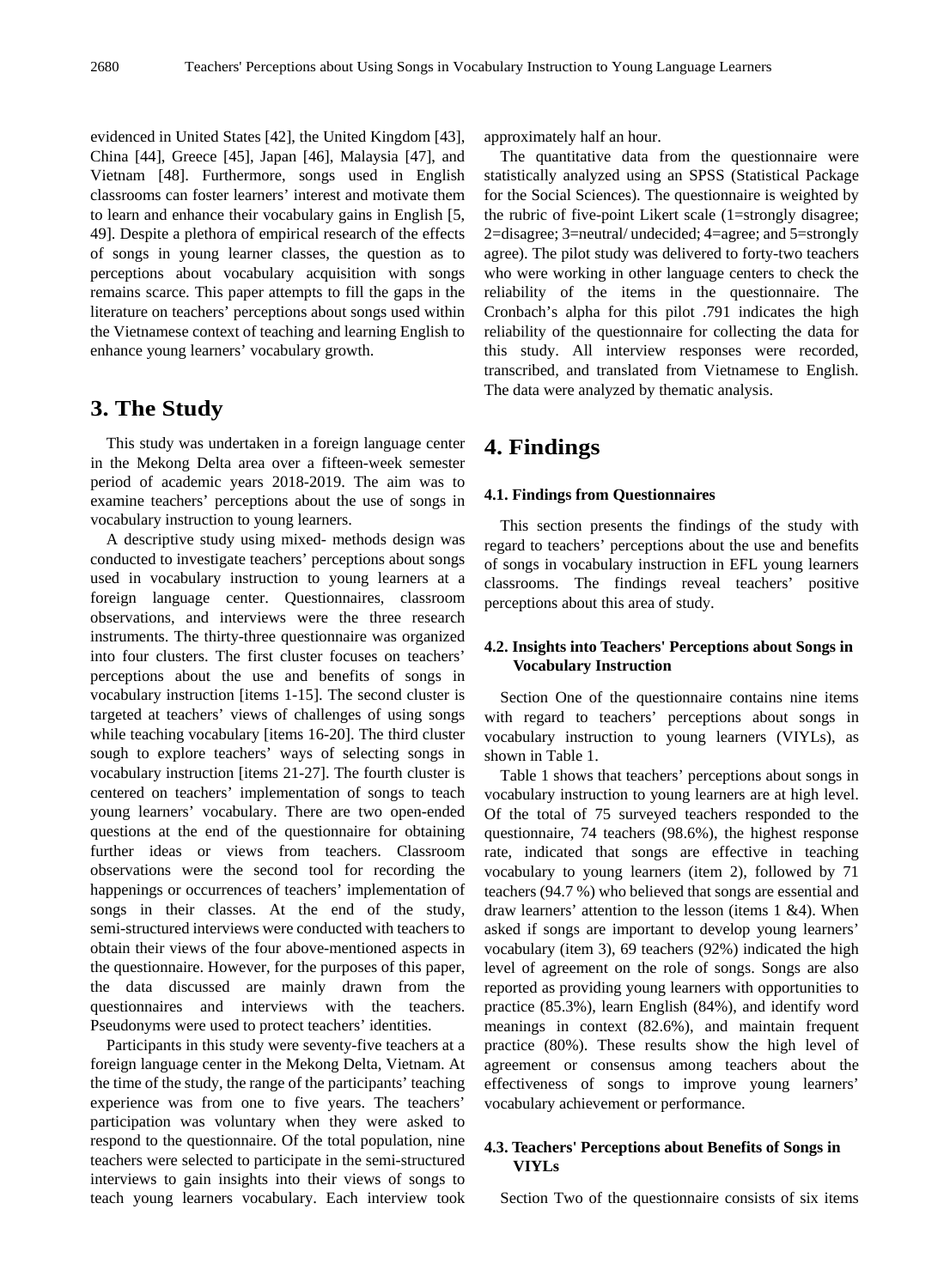evidenced in United States [42], the United Kingdom [43], China [44], Greece [45], Japan [46], Malaysia [47], and Vietnam [48]. Furthermore, songs used in English classrooms can foster learners' interest and motivate them to learn and enhance their vocabulary gains in English [5, 49]. Despite a plethora of empirical research of the effects of songs in young learner classes, the question as to perceptions about vocabulary acquisition with songs remains scarce. This paper attempts to fill the gaps in the literature on teachers' perceptions about songs used within the Vietnamese context of teaching and learning English to enhance young learners' vocabulary growth.

# 3. The Study

This study was undertaken in a foreign language center in the Mekong Delta area over a fifteen-week semester period of academic years 2018-2019. The aim was to examine teachers' perceptions about the use of songs in vocabulary instruction to young learners.

A descriptive study using mixed- methods design was conducted to investigate teachers' perceptions about songs used in vocabulary instruction to young learners at a foreign language center. Questionnaires, classroom observations, and interviews were the three research instruments. The thirty-three questionnaire was organized into four clusters. The first cluster focuses on teachers' perceptions about the use and benefits of songs in vocabulary instruction [items 1-15]. The second cluster is targeted at teachers' views of challenges of using songs while teaching vocabulary [items 16-20]. The third cluster sough to explore teachers' ways of selecting songs in vocabulary instruction [items 21-27]. The fourth cluster is centered on teachers' implementation of songs to teach young learners' vocabulary. There are two open-ended questions at the end of the questionnaire for obtaining further ideas or views from teachers. Classroom observations were the second tool for recording the happenings or occurrences of teachers' implementation of songs in their classes. At the end of the study, semi-structured interviews were conducted with teachers to obtain their views of the four above-mentioned aspects in the questionnaire. However, for the purposes of this paper, the data discussed are mainly drawn from the questionnaires and interviews with the teachers. Pseudonyms were used to protect teachers' identities.

Participants in this study were seventy-five teachers at a foreign language center in the Mekong Delta, Vietnam. At the time of the study, the range of the participants' teaching experience was from one to five years. The teachers' participation was voluntary when they were asked to respond to the questionnaire. Of the total population, nine teachers were selected to participate in the semi-structured interviews to gain insights into their views of songs to teach young learners vocabulary. Each interview took approximately half an hour.

The quantitative data from the questionnaire were statistically analyzed using an SPSS (Statistical Package for the Social Sciences). The questionnaire is weighted by the rubric of five-point Likert scale (1=strongly disagree; 2=disagree; 3=neutral/ undecided; 4=agree; and 5=strongly agree). The pilot study was delivered to forty-two teachers who were working in other language centers to check the reliability of the items in the questionnaire. The Cronbach's alpha for this pilot .791 indicates the high reliability of the questionnaire for collecting the data for this study. All interview responses were recorded, transcribed, and translated from Vietnamese to English. The data were analyzed by thematic analysis.

# 4. Findings

### 4.1. Findings from Questionnaires

This section presents the findings of the study with regard to teachers' perceptions about the use and benefits of songs in vocabulary instruction in EFL young learners classrooms. The findings reveal teachers' positive perceptions about this area of study.

### 4.2. Insights into Teachers' Perceptions about Songs in Vocabulary Instruction

Section One of the questionnaire contains nine items with regard to teachers' perceptions about songs in vocabulary instruction to young learners (VIYLs), as shown in Table 1.

Table 1 shows that teachers' perceptions about songs in vocabulary instruction to young learners are at high level. Of the total of 75 surveyed teachers responded to the questionnaire, 74 teachers (98.6%), the highest response rate, indicated that songs are effective in teaching vocabulary to young learners (item 2), followed by 71 teachers (94.7 %) who believed that songs are essential and draw learners' attention to the lesson (items 1 &4). When asked if songs are important to develop young learners' vocabulary (item 3), 69 teachers (92%) indicated the high level of agreement on the role of songs. Songs are also reported as providing young learners with opportunities to practice (85.3%), learn English (84%), and identify word meanings in context (82.6%), and maintain frequent practice (80%). These results show the high level of agreement or consensus among teachers about the effectiveness of songs to improve young learners' vocabulary achievement or performance.

### 4.3. Teachers' Perceptions about Benefits of Songs in VIYLs

Section Two of the questionnaire consists of six items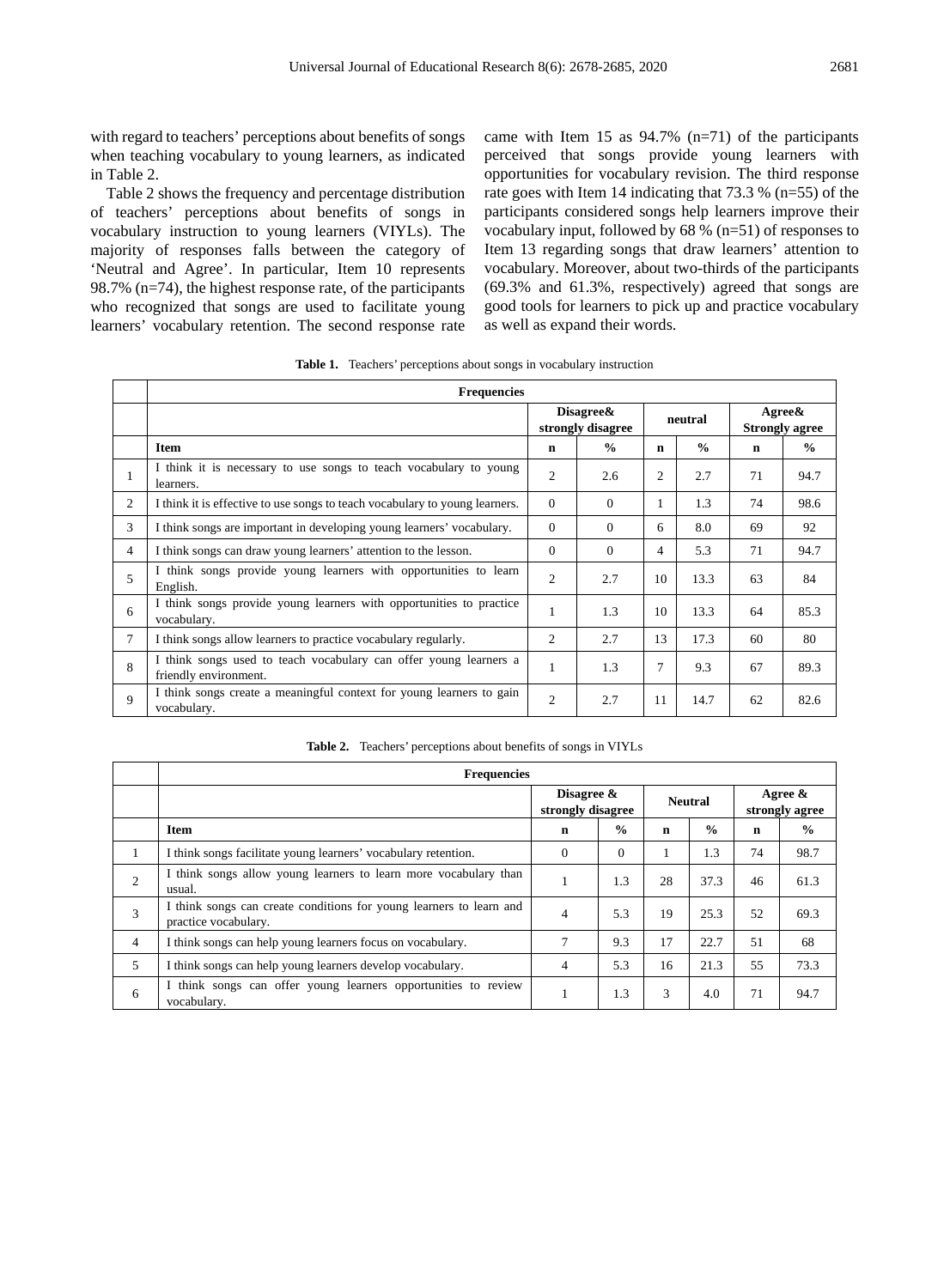with regard to teachers' perceptions about benefits of songs when teaching vocabulary to young learners, as indicated in Table 2.

Table 2 shows the frequency and percentage distribution of teachers' perceptions about benefits of songs in vocabulary instruction to young learners (VIYLs). The majority of responses falls between the category of 'Neutral and Agree'. In particular, Item 10 represents 98.7% (n=74), the highest response rate, of the participants who recognized that songs are used to facilitate young learners' vocabulary retention. The second response rate came with Item 15 as 94.7% (n=71) of the participants perceived that songs provide young learners with opportunities for vocabulary revision. The third response rate goes with Item 14 indicating that 73.3 % (n=55) of the participants considered songs help learners improve their vocabulary input, followed by 68 % (n=51) of responses to Item 13 regarding songs that draw learners' attention to vocabulary. Moreover, about two-thirds of the participants (69.3% and 61.3%, respectively) agreed that songs are good tools for learners to pick up and practice vocabulary as well as expand their words.

**Table 1.** Teachers' perceptions about songs in vocabulary instruction

| | Frequencies | | | | | | |
|---|---|---|---|---|---|---|---|
| | | Disagree& strongly disagree | | neutral | | Agree& Strongly agree | |
| | **Item** | **n** | **%** | **n** | **%** | **n** | **%** |
| 1 | I think it is necessary to use songs to teach vocabulary to young learners. | 2 | 2.6 | 2 | 2.7 | 71 | 94.7 |
| 2 | I think it is effective to use songs to teach vocabulary to young learners. | 0 | 0 | 1 | 1.3 | 74 | 98.6 |
| 3 | I think songs are important in developing young learners' vocabulary. | 0 | 0 | 6 | 8.0 | 69 | 92 |
| 4 | I think songs can draw young learners' attention to the lesson. | 0 | 0 | 4 | 5.3 | 71 | 94.7 |
| 5 | I think songs provide young learners with opportunities to learn English. | 2 | 2.7 | 10 | 13.3 | 63 | 84 |
| 6 | I think songs provide young learners with opportunities to practice vocabulary. | 1 | 1.3 | 10 | 13.3 | 64 | 85.3 |
| 7 | I think songs allow learners to practice vocabulary regularly. | 2 | 2.7 | 13 | 17.3 | 60 | 80 |
| 8 | I think songs used to teach vocabulary can offer young learners a friendly environment. | 1 | 1.3 | 7 | 9.3 | 67 | 89.3 |
| 9 | I think songs create a meaningful context for young learners to gain vocabulary. | 2 | 2.7 | 11 | 14.7 | 62 | 82.6 |

**Table 2.** Teachers' perceptions about benefits of songs in VIYLs

| | Frequencies | | | | | | |
|---|---|---|---|---|---|---|---|
| | | Disagree & strongly disagree | | Neutral | | Agree & strongly agree | |
| | **Item** | **n** | **%** | **n** | **%** | **n** | **%** |
| 1 | I think songs facilitate young learners' vocabulary retention. | 0 | 0 | 1 | 1.3 | 74 | 98.7 |
| 2 | I think songs allow young learners to learn more vocabulary than usual. | 1 | 1.3 | 28 | 37.3 | 46 | 61.3 |
| 3 | I think songs can create conditions for young learners to learn and practice vocabulary. | 4 | 5.3 | 19 | 25.3 | 52 | 69.3 |
| 4 | I think songs can help young learners focus on vocabulary. | 7 | 9.3 | 17 | 22.7 | 51 | 68 |
| 5 | I think songs can help young learners develop vocabulary. | 4 | 5.3 | 16 | 21.3 | 55 | 73.3 |
| 6 | I think songs can offer young learners opportunities to review vocabulary. | 1 | 1.3 | 3 | 4.0 | 71 | 94.7 |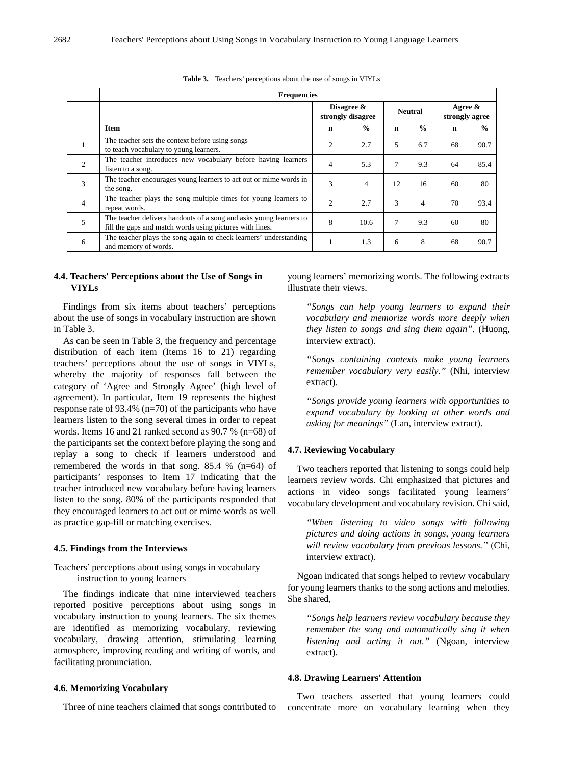**Table 3.** Teachers' perceptions about the use of songs in VIYLs

| | Frequencies | | | | | | |
|---|---|---|---|---|---|---|---|
| | | Disagree & strongly disagree | | Neutral | | Agree & strongly agree | |
| | Item | n | % | n | % | n | % |
| 1 | The teacher sets the context before using songs to teach vocabulary to young learners. | 2 | 2.7 | 5 | 6.7 | 68 | 90.7 |
| 2 | The teacher introduces new vocabulary before having learners listen to a song. | 4 | 5.3 | 7 | 9.3 | 64 | 85.4 |
| 3 | The teacher encourages young learners to act out or mime words in the song. | 3 | 4 | 12 | 16 | 60 | 80 |
| 4 | The teacher plays the song multiple times for young learners to repeat words. | 2 | 2.7 | 3 | 4 | 70 | 93.4 |
| 5 | The teacher delivers handouts of a song and asks young learners to fill the gaps and match words using pictures with lines. | 8 | 10.6 | 7 | 9.3 | 60 | 80 |
| 6 | The teacher plays the song again to check learners' understanding and memory of words. | 1 | 1.3 | 6 | 8 | 68 | 90.7 |

### 4.4. Teachers' Perceptions about the Use of Songs in VIYLs

Findings from six items about teachers' perceptions about the use of songs in vocabulary instruction are shown in Table 3.

As can be seen in Table 3, the frequency and percentage distribution of each item (Items 16 to 21) regarding teachers' perceptions about the use of songs in VIYLs, whereby the majority of responses fall between the category of 'Agree and Strongly Agree' (high level of agreement). In particular, Item 19 represents the highest response rate of 93.4% (n=70) of the participants who have learners listen to the song several times in order to repeat words. Items 16 and 21 ranked second as 90.7 % (n=68) of the participants set the context before playing the song and replay a song to check if learners understood and remembered the words in that song. 85.4 % (n=64) of participants' responses to Item 17 indicating that the teacher introduced new vocabulary before having learners listen to the song. 80% of the participants responded that they encouraged learners to act out or mime words as well as practice gap-fill or matching exercises.

### 4.5. Findings from the Interviews

Teachers' perceptions about using songs in vocabulary instruction to young learners

The findings indicate that nine interviewed teachers reported positive perceptions about using songs in vocabulary instruction to young learners. The six themes are identified as memorizing vocabulary, reviewing vocabulary, drawing attention, stimulating learning atmosphere, improving reading and writing of words, and facilitating pronunciation.

### 4.6. Memorizing Vocabulary

Three of nine teachers claimed that songs contributed to young learners' memorizing words. The following extracts illustrate their views.

> *"Songs can help young learners to expand their vocabulary and memorize words more deeply when they listen to songs and sing them again".* (Huong, interview extract).

> *"Songs containing contexts make young learners remember vocabulary very easily."* (Nhi, interview extract).

> *"Songs provide young learners with opportunities to expand vocabulary by looking at other words and asking for meanings"* (Lan, interview extract).

### 4.7. Reviewing Vocabulary

Two teachers reported that listening to songs could help learners review words. Chi emphasized that pictures and actions in video songs facilitated young learners' vocabulary development and vocabulary revision. Chi said,

> *"When listening to video songs with following pictures and doing actions in songs, young learners will review vocabulary from previous lessons."* (Chi, interview extract).

Ngoan indicated that songs helped to review vocabulary for young learners thanks to the song actions and melodies. She shared,

> *"Songs help learners review vocabulary because they remember the song and automatically sing it when listening and acting it out."* (Ngoan, interview extract).

### 4.8. Drawing Learners' Attention

Two teachers asserted that young learners could concentrate more on vocabulary learning when they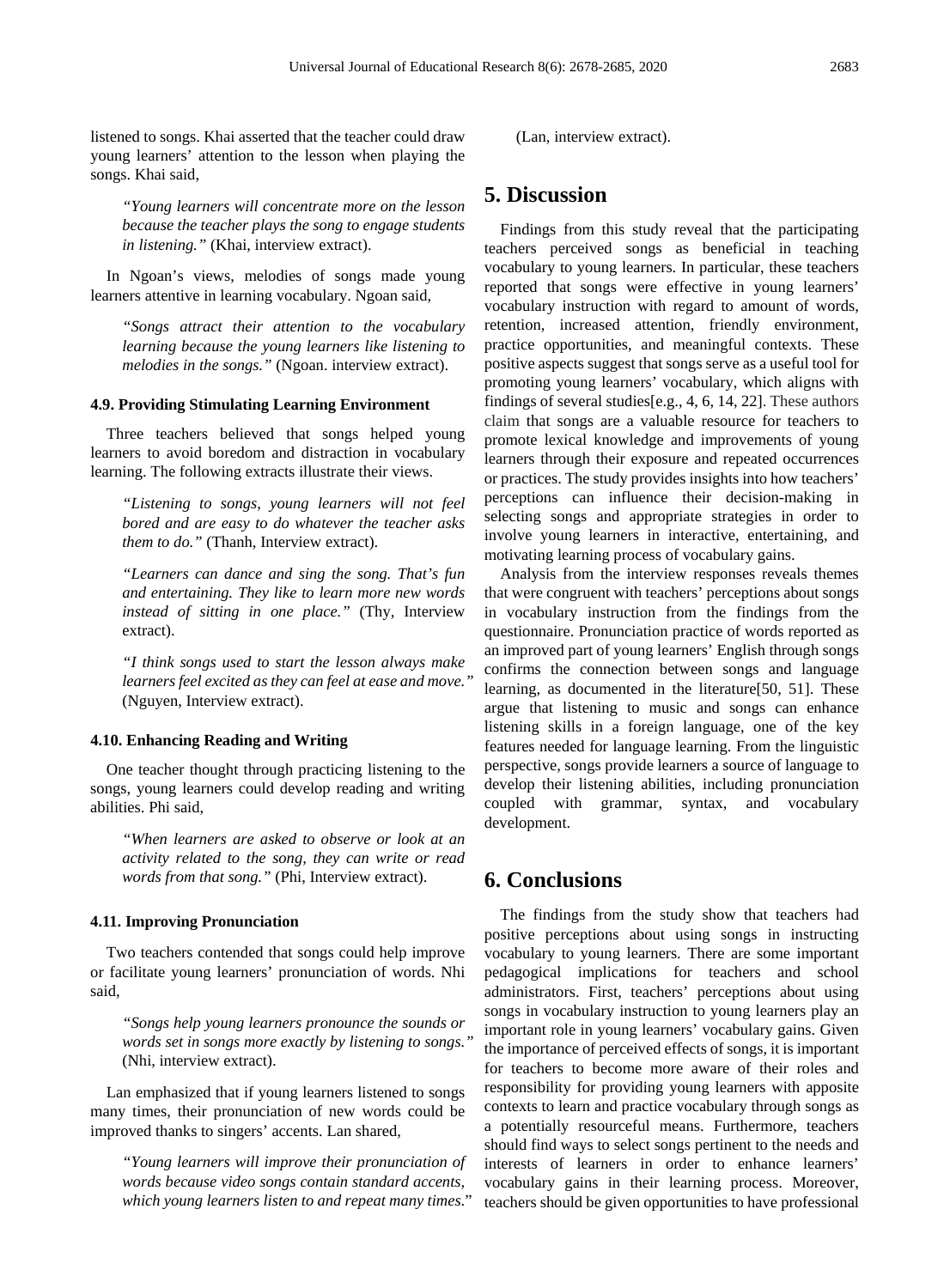listened to songs. Khai asserted that the teacher could draw young learners' attention to the lesson when playing the songs. Khai said,

> *"Young learners will concentrate more on the lesson because the teacher plays the song to engage students in listening."* (Khai, interview extract).

In Ngoan's views, melodies of songs made young learners attentive in learning vocabulary. Ngoan said,

> *"Songs attract their attention to the vocabulary learning because the young learners like listening to melodies in the songs."* (Ngoan. interview extract).

#### 4.9. Providing Stimulating Learning Environment

Three teachers believed that songs helped young learners to avoid boredom and distraction in vocabulary learning. The following extracts illustrate their views.

> *"Listening to songs, young learners will not feel bored and are easy to do whatever the teacher asks them to do."* (Thanh, Interview extract).

> *"Learners can dance and sing the song. That's fun and entertaining. They like to learn more new words instead of sitting in one place."* (Thy, Interview extract).

> *"I think songs used to start the lesson always make learners feel excited as they can feel at ease and move."* (Nguyen, Interview extract).

#### 4.10. Enhancing Reading and Writing

One teacher thought through practicing listening to the songs, young learners could develop reading and writing abilities. Phi said,

> *"When learners are asked to observe or look at an activity related to the song, they can write or read words from that song."* (Phi, Interview extract).

#### 4.11. Improving Pronunciation

Two teachers contended that songs could help improve or facilitate young learners' pronunciation of words. Nhi said,

> *"Songs help young learners pronounce the sounds or words set in songs more exactly by listening to songs."* (Nhi, interview extract).

Lan emphasized that if young learners listened to songs many times, their pronunciation of new words could be improved thanks to singers' accents. Lan shared,

> *"Young learners will improve their pronunciation of words because video songs contain standard accents, which young learners listen to and repeat many times."* (Lan, interview extract).

## 5. Discussion

Findings from this study reveal that the participating teachers perceived songs as beneficial in teaching vocabulary to young learners. In particular, these teachers reported that songs were effective in young learners' vocabulary instruction with regard to amount of words, retention, increased attention, friendly environment, practice opportunities, and meaningful contexts. These positive aspects suggest that songs serve as a useful tool for promoting young learners' vocabulary, which aligns with findings of several studies[e.g., 4, 6, 14, 22]. These authors claim that songs are a valuable resource for teachers to promote lexical knowledge and improvements of young learners through their exposure and repeated occurrences or practices. The study provides insights into how teachers' perceptions can influence their decision-making in selecting songs and appropriate strategies in order to involve young learners in interactive, entertaining, and motivating learning process of vocabulary gains.

Analysis from the interview responses reveals themes that were congruent with teachers' perceptions about songs in vocabulary instruction from the findings from the questionnaire. Pronunciation practice of words reported as an improved part of young learners' English through songs confirms the connection between songs and language learning, as documented in the literature[50, 51]. These argue that listening to music and songs can enhance listening skills in a foreign language, one of the key features needed for language learning. From the linguistic perspective, songs provide learners a source of language to develop their listening abilities, including pronunciation coupled with grammar, syntax, and vocabulary development.

## 6. Conclusions

The findings from the study show that teachers had positive perceptions about using songs in instructing vocabulary to young learners. There are some important pedagogical implications for teachers and school administrators. First, teachers' perceptions about using songs in vocabulary instruction to young learners play an important role in young learners' vocabulary gains. Given the importance of perceived effects of songs, it is important for teachers to become more aware of their roles and responsibility for providing young learners with apposite contexts to learn and practice vocabulary through songs as a potentially resourceful means. Furthermore, teachers should find ways to select songs pertinent to the needs and interests of learners in order to enhance learners' vocabulary gains in their learning process. Moreover, teachers should be given opportunities to have professional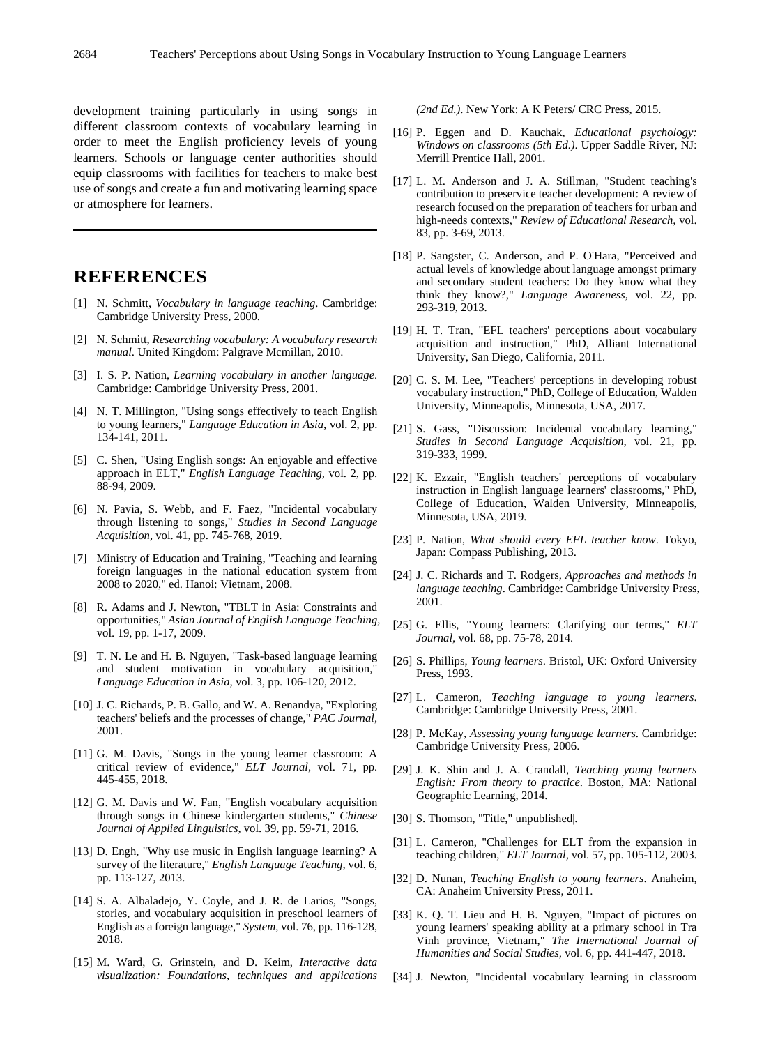development training particularly in using songs in different classroom contexts of vocabulary learning in order to meet the English proficiency levels of young learners. Schools or language center authorities should equip classrooms with facilities for teachers to make best use of songs and create a fun and motivating learning space or atmosphere for learners.

---

# REFERENCES

[1] N. Schmitt, *Vocabulary in language teaching*. Cambridge: Cambridge University Press, 2000.

[2] N. Schmitt, *Researching vocabulary: A vocabulary research manual*. United Kingdom: Palgrave Mcmillan, 2010.

[3] I. S. P. Nation, *Learning vocabulary in another language*. Cambridge: Cambridge University Press, 2001.

[4] N. T. Millington, "Using songs effectively to teach English to young learners," *Language Education in Asia,* vol. 2, pp. 134-141, 2011.

[5] C. Shen, "Using English songs: An enjoyable and effective approach in ELT," *English Language Teaching,* vol. 2, pp. 88-94, 2009.

[6] N. Pavia, S. Webb, and F. Faez, "Incidental vocabulary through listening to songs," *Studies in Second Language Acquisition,* vol. 41, pp. 745-768, 2019.

[7] Ministry of Education and Training, "Teaching and learning foreign languages in the national education system from 2008 to 2020," ed. Hanoi: Vietnam, 2008.

[8] R. Adams and J. Newton, "TBLT in Asia: Constraints and opportunities," *Asian Journal of English Language Teaching,* vol. 19, pp. 1-17, 2009.

[9] T. N. Le and H. B. Nguyen, "Task-based language learning and student motivation in vocabulary acquisition," *Language Education in Asia,* vol. 3, pp. 106-120, 2012.

[10] J. C. Richards, P. B. Gallo, and W. A. Renandya, "Exploring teachers' beliefs and the processes of change," *PAC Journal,* 2001.

[11] G. M. Davis, "Songs in the young learner classroom: A critical review of evidence," *ELT Journal*, vol. 71, pp. 445-455, 2018.

[12] G. M. Davis and W. Fan, "English vocabulary acquisition through songs in Chinese kindergarten students," *Chinese Journal of Applied Linguistics,* vol. 39, pp. 59-71, 2016.

[13] D. Engh, "Why use music in English language learning? A survey of the literature," *English Language Teaching,* vol. 6, pp. 113-127, 2013.

[14] S. A. Albaladejo, Y. Coyle, and J. R. de Larios, "Songs, stories, and vocabulary acquisition in preschool learners of English as a foreign language," *System,* vol. 76, pp. 116-128, 2018.

[15] M. Ward, G. Grinstein, and D. Keim, *Interactive data visualization: Foundations, techniques and applications (2nd Ed.)*. New York: A K Peters/ CRC Press, 2015.

[16] P. Eggen and D. Kauchak, *Educational psychology: Windows on classrooms (5th Ed.)*. Upper Saddle River, NJ: Merrill Prentice Hall, 2001.

[17] L. M. Anderson and J. A. Stillman, "Student teaching's contribution to preservice teacher development: A review of research focused on the preparation of teachers for urban and high-needs contexts," *Review of Educational Research,* vol. 83, pp. 3-69, 2013.

[18] P. Sangster, C. Anderson, and P. O'Hara, "Perceived and actual levels of knowledge about language amongst primary and secondary student teachers: Do they know what they think they know?," *Language Awareness,* vol. 22, pp. 293-319, 2013.

[19] H. T. Tran, "EFL teachers' perceptions about vocabulary acquisition and instruction," PhD, Alliant International University, San Diego, California, 2011.

[20] C. S. M. Lee, "Teachers' perceptions in developing robust vocabulary instruction," PhD, College of Education, Walden University, Minneapolis, Minnesota, USA, 2017.

[21] S. Gass, "Discussion: Incidental vocabulary learning," *Studies in Second Language Acquisition,* vol. 21, pp. 319-333, 1999.

[22] K. Ezzair, "English teachers' perceptions of vocabulary instruction in English language learners' classrooms," PhD, College of Education, Walden University, Minneapolis, Minnesota, USA, 2019.

[23] P. Nation, *What should every EFL teacher know*. Tokyo, Japan: Compass Publishing, 2013.

[24] J. C. Richards and T. Rodgers, *Approaches and methods in language teaching*. Cambridge: Cambridge University Press, 2001.

[25] G. Ellis, "Young learners: Clarifying our terms," *ELT Journal,* vol. 68, pp. 75-78, 2014.

[26] S. Phillips, *Young learners*. Bristol, UK: Oxford University Press, 1993.

[27] L. Cameron, *Teaching language to young learners*. Cambridge: Cambridge University Press, 2001.

[28] P. McKay, *Assessing young language learners*. Cambridge: Cambridge University Press, 2006.

[29] J. K. Shin and J. A. Crandall, *Teaching young learners English: From theory to practice*. Boston, MA: National Geographic Learning, 2014.

[30] S. Thomson, "Title," unpublished.

[31] L. Cameron, "Challenges for ELT from the expansion in teaching children," *ELT Journal,* vol. 57, pp. 105-112, 2003.

[32] D. Nunan, *Teaching English to young learners*. Anaheim, CA: Anaheim University Press, 2011.

[33] K. Q. T. Lieu and H. B. Nguyen, "Impact of pictures on young learners' speaking ability at a primary school in Tra Vinh province, Vietnam," *The International Journal of Humanities and Social Studies,* vol. 6, pp. 441-447, 2018.

[34] J. Newton, "Incidental vocabulary learning in classroom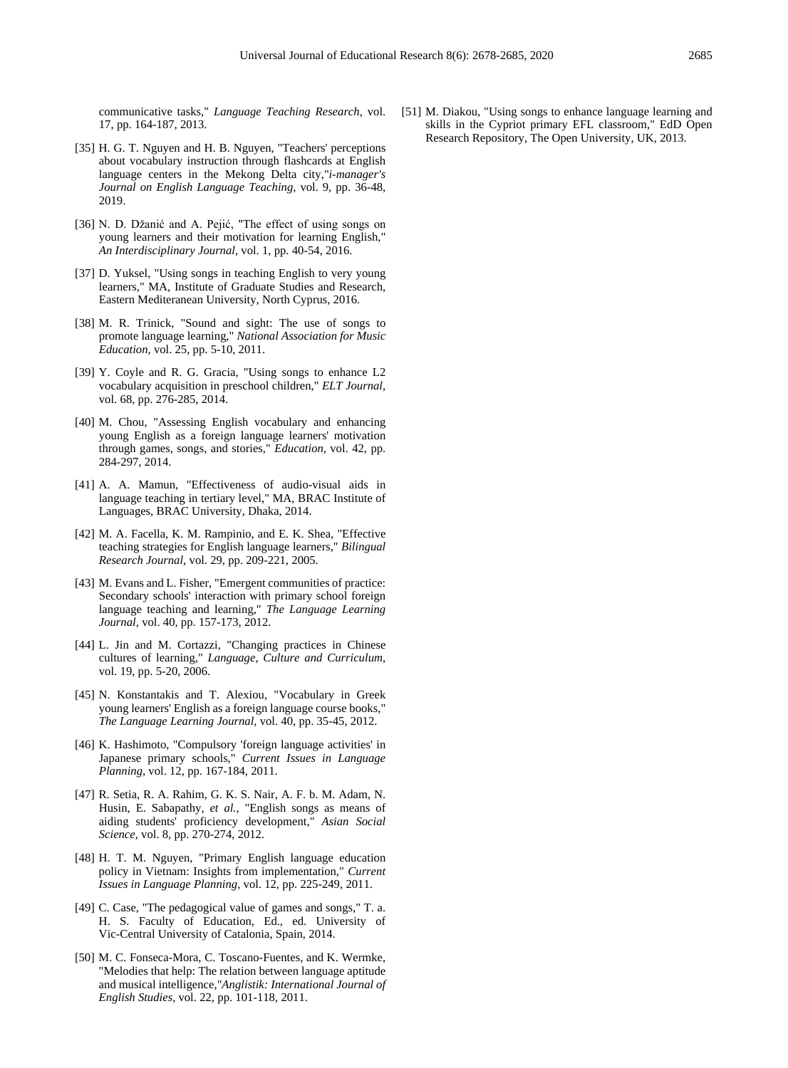communicative tasks," *Language Teaching Research*, vol. 17, pp. 164-187, 2013.

[35] H. G. T. Nguyen and H. B. Nguyen, "Teachers' perceptions about vocabulary instruction through flashcards at English language centers in the Mekong Delta city,"*i-manager's Journal on English Language Teaching*, vol. 9, pp. 36-48, 2019.

[36] N. D. Džanić and A. Pejić, "The effect of using songs on young learners and their motivation for learning English," *An Interdisciplinary Journal*, vol. 1, pp. 40-54, 2016.

[37] D. Yuksel, "Using songs in teaching English to very young learners," MA, Institute of Graduate Studies and Research, Eastern Mediteranean University, North Cyprus, 2016.

[38] M. R. Trinick, "Sound and sight: The use of songs to promote language learning," *National Association for Music Education*, vol. 25, pp. 5-10, 2011.

[39] Y. Coyle and R. G. Gracia, "Using songs to enhance L2 vocabulary acquisition in preschool children," *ELT Journal*, vol. 68, pp. 276-285, 2014.

[40] M. Chou, "Assessing English vocabulary and enhancing young English as a foreign language learners' motivation through games, songs, and stories," *Education*, vol. 42, pp. 284-297, 2014.

[41] A. A. Mamun, "Effectiveness of audio-visual aids in language teaching in tertiary level," MA, BRAC Institute of Languages, BRAC University, Dhaka, 2014.

[42] M. A. Facella, K. M. Rampinio, and E. K. Shea, "Effective teaching strategies for English language learners," *Bilingual Research Journal*, vol. 29, pp. 209-221, 2005.

[43] M. Evans and L. Fisher, "Emergent communities of practice: Secondary schools' interaction with primary school foreign language teaching and learning," *The Language Learning Journal*, vol. 40, pp. 157-173, 2012.

[44] L. Jin and M. Cortazzi, "Changing practices in Chinese cultures of learning," *Language, Culture and Curriculum*, vol. 19, pp. 5-20, 2006.

[45] N. Konstantakis and T. Alexiou, "Vocabulary in Greek young learners' English as a foreign language course books," *The Language Learning Journal*, vol. 40, pp. 35-45, 2012.

[46] K. Hashimoto, "Compulsory 'foreign language activities' in Japanese primary schools," *Current Issues in Language Planning*, vol. 12, pp. 167-184, 2011.

[47] R. Setia, R. A. Rahim, G. K. S. Nair, A. F. b. M. Adam, N. Husin, E. Sabapathy, *et al.*, "English songs as means of aiding students' proficiency development," *Asian Social Science*, vol. 8, pp. 270-274, 2012.

[48] H. T. M. Nguyen, "Primary English language education policy in Vietnam: Insights from implementation," *Current Issues in Language Planning*, vol. 12, pp. 225-249, 2011.

[49] C. Case, "The pedagogical value of games and songs," T. a. H. S. Faculty of Education, Ed., ed. University of Vic-Central University of Catalonia, Spain, 2014.

[50] M. C. Fonseca-Mora, C. Toscano-Fuentes, and K. Wermke, "Melodies that help: The relation between language aptitude and musical intelligence,"*Anglistik: International Journal of English Studies*, vol. 22, pp. 101-118, 2011.

[51] M. Diakou, "Using songs to enhance language learning and skills in the Cypriot primary EFL classroom," EdD Open Research Repository, The Open University, UK, 2013.